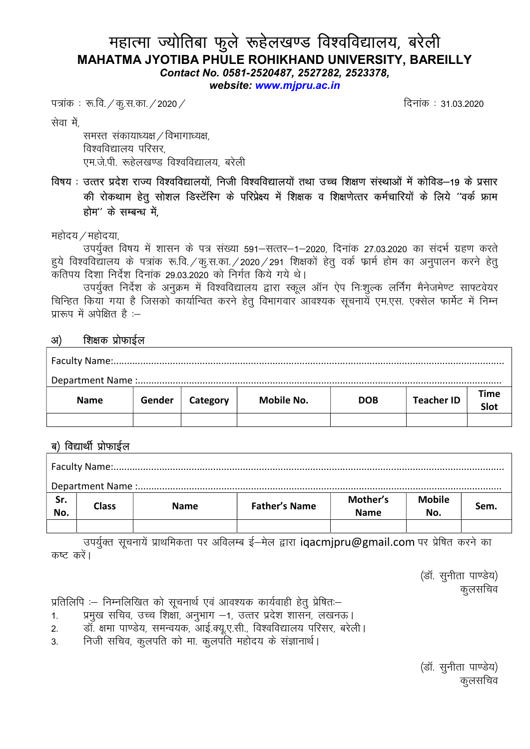# महात्मा ज्योतिबा फुले रूहेलखण्ड विश्वविद्यालय, बरेली
## MAHATMA JYOTIBA PHULE ROHIKHAND UNIVERSITY, BAREILLY
***Contact No. 0581-2520487, 2527282, 2523378,***
***website: www.mjpru.ac.in***

पत्रांक : रू.वि. / कु.स.का. / 2020 /  दिनांक : 31.03.2020

सेवा में,

समस्त संकायाध्यक्ष / विभागाध्यक्ष,
विश्वविद्यालय परिसर,
एम.जे.पी. रूहेलखण्ड विश्वविद्यालय, बरेली

**विषय : उत्तर प्रदेश राज्य विश्वविद्यालयों, निजी विश्वविद्यालयों तथा उच्च शिक्षण संस्थाओं में कोविड–19 के प्रसार की रोकथाम हेतु सोशल डिस्टेंस्गि के परिप्रेक्ष्य में शिक्षक व शिक्षणेत्तर कर्मचारियों के लिये ''वर्क फ्राम होम'' के सम्बन्ध में,**

महोदय / महोदया,

उपर्युक्त विषय में शासन के पत्र संख्या 591–सत्तर–1–2020, दिनांक 27.03.2020 का संदर्भ ग्रहण करते हुये विश्वविद्यालय के पत्रांक रू.वि. / कु.स.का. / 2020 / 291 शिक्षकों हेतु वर्क फार्म होम का अनुपालन करने हेतु कतिपय दिशा निर्देश दिनांक 29.03.2020 को निर्गत किये गये थे।

उपर्युक्त निर्देश के अनुक्रम में विश्वविद्यालय द्वारा स्कूल ऑन ऐप निःशुल्क लर्निंग मैनेजमेण्ट साफ्टवेयर चिन्हित किया गया है जिसको कार्यान्वित करने हेतु विभागवार आवश्यक सूचनायें एम.एस. एक्सेल फार्मेट में निम्न प्रारूप में अपेक्षित है :–

**अ) शिक्षक प्रोफाईल**

Faculty Name:.............................................................................................

Department Name :.....................................................................................

| Name | Gender | Category | Mobile No. | DOB | Teacher ID | Time Slot |
|---|---|---|---|---|---|---|
| | | | | | | |

**ब) विद्यार्थी प्रोफाईल**

Faculty Name:.............................................................................................

Department Name :.....................................................................................

| Sr. No. | Class | Name | Father's Name | Mother's Name | Mobile No. | Sem. |
|---|---|---|---|---|---|---|
| | | | | | | |

उपर्युक्त सूचनायें प्राथमिकता पर अविलम्ब ई–मेल द्वारा iqacmjpru@gmail.com पर प्रेषित करने का कष्ट करें।

(डॉ. सुनीता पाण्डेय)
कुलसचिव

प्रतिलिपि :– निम्नलिखित को सूचनार्थ एवं आवश्यक कार्यवाही हेतु प्रेषितः–

1. प्रमुख सचिव, उच्च शिक्षा, अनुभाग –1, उत्तर प्रदेश शासन, लखनऊ।
2. डॉ. क्षमा पाण्डेय, समन्वयक, आई.क्यू.ए.सी., विश्वविद्यालय परिसर, बरेली।
3. निजी सचिव, कुलपति को मा. कुलपति महोदय के संज्ञानार्थ।

(डॉ. सुनीता पाण्डेय)
कुलसचिव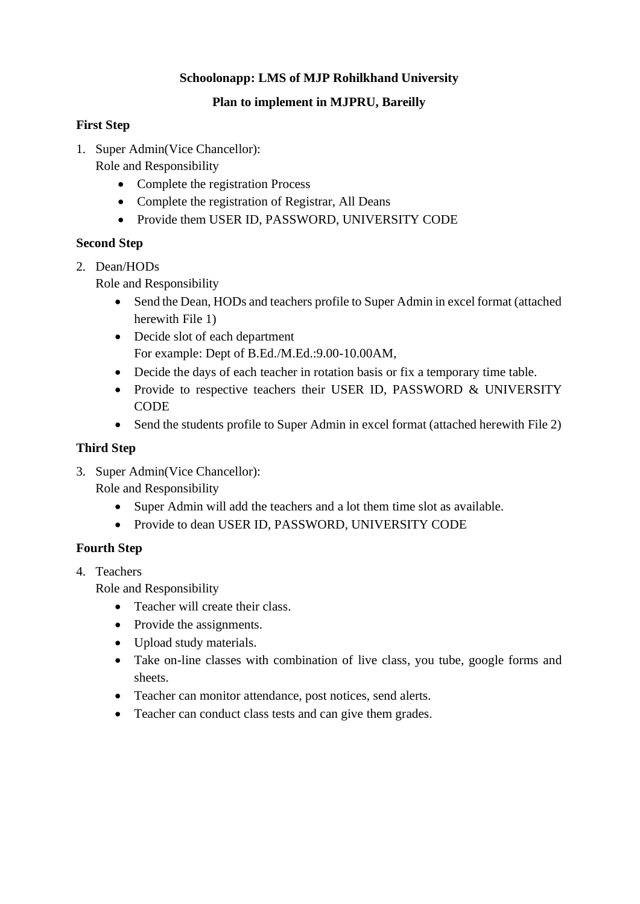**Schoolonapp: LMS of MJP Rohilkhand University**

**Plan to implement in MJPRU, Bareilly**

**First Step**

1. Super Admin(Vice Chancellor):
   Role and Responsibility
   - Complete the registration Process
   - Complete the registration of Registrar, All Deans
   - Provide them USER ID, PASSWORD, UNIVERSITY CODE

**Second Step**

2. Dean/HODs
   Role and Responsibility
   - Send the Dean, HODs and teachers profile to Super Admin in excel format (attached herewith File 1)
   - Decide slot of each department
     For example: Dept of B.Ed./M.Ed.:9.00-10.00AM,
   - Decide the days of each teacher in rotation basis or fix a temporary time table.
   - Provide to respective teachers their USER ID, PASSWORD & UNIVERSITY CODE
   - Send the students profile to Super Admin in excel format (attached herewith File 2)

**Third Step**

3. Super Admin(Vice Chancellor):
   Role and Responsibility
   - Super Admin will add the teachers and a lot them time slot as available.
   - Provide to dean USER ID, PASSWORD, UNIVERSITY CODE

**Fourth Step**

4. Teachers
   Role and Responsibility
   - Teacher will create their class.
   - Provide the assignments.
   - Upload study materials.
   - Take on-line classes with combination of live class, you tube, google forms and sheets.
   - Teacher can monitor attendance, post notices, send alerts.
   - Teacher can conduct class tests and can give them grades.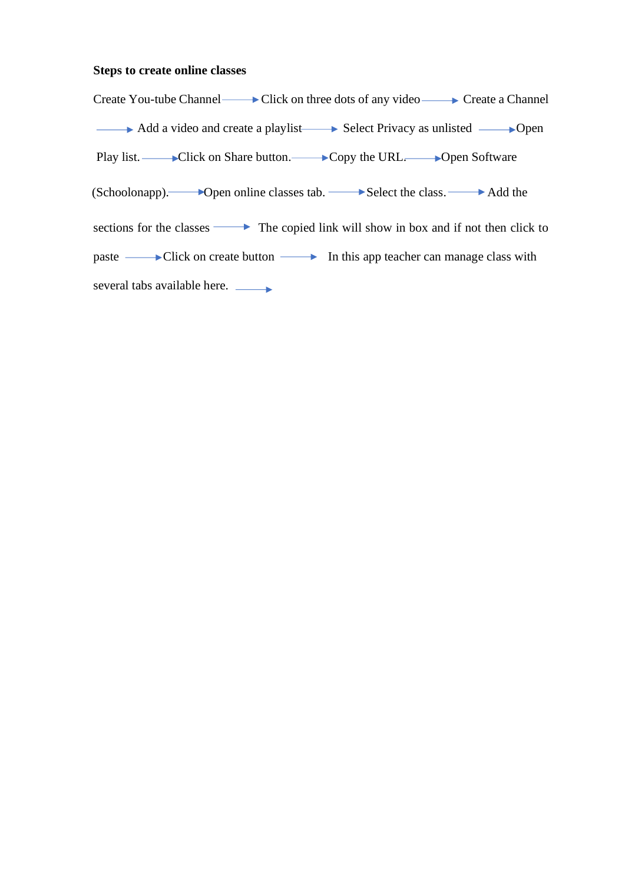**Steps to create online classes**

Create You-tube Channel → Click on three dots of any video → Create a Channel → Add a video and create a playlist → Select Privacy as unlisted → Open Play list. → Click on Share button. → Copy the URL. → Open Software (Schoolonapp). → Open online classes tab. → Select the class. → Add the sections for the classes → The copied link will show in box and if not then click to paste → Click on create button → In this app teacher can manage class with several tabs available here. →